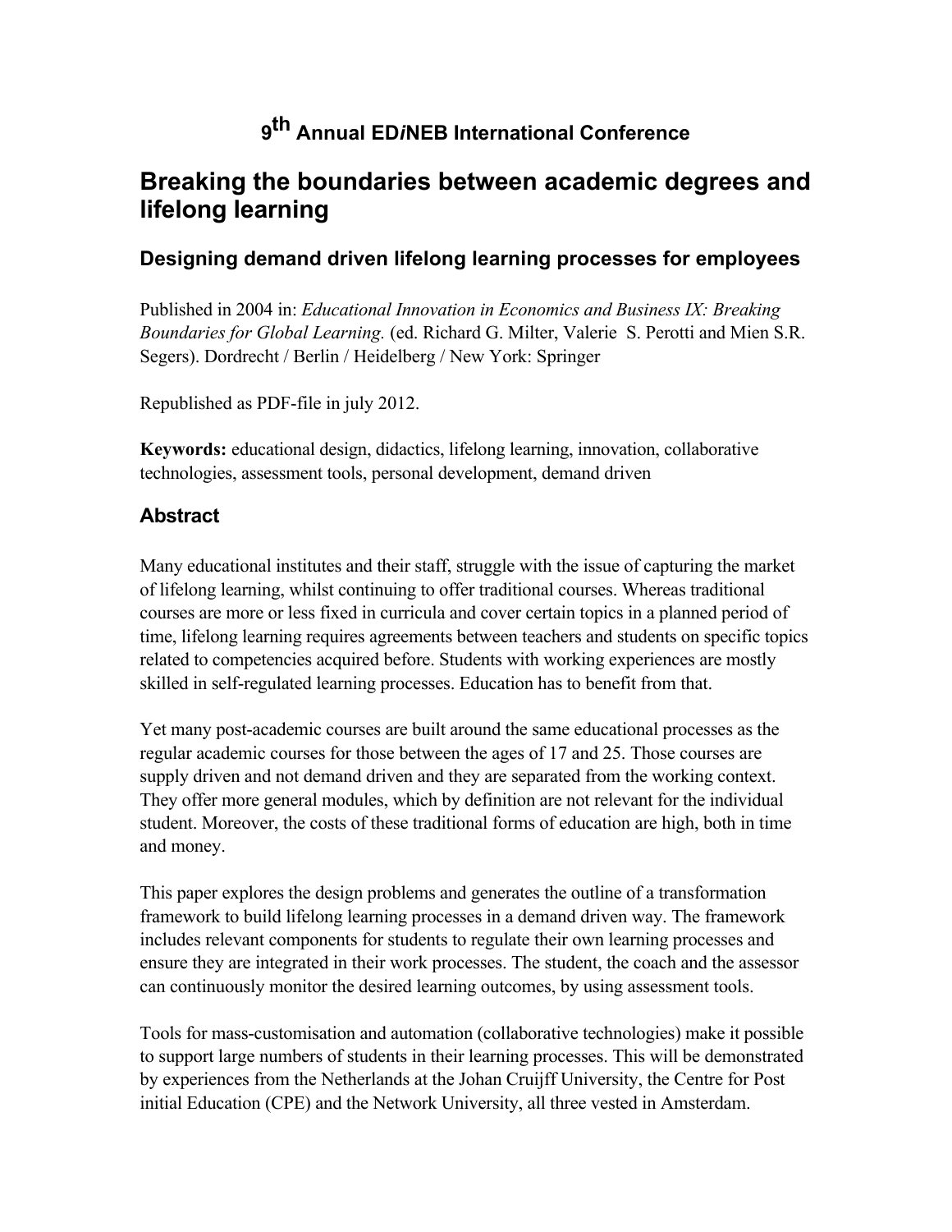# 9th Annual ED*i*NEB International Conference

# Breaking the boundaries between academic degrees and lifelong learning

## Designing demand driven lifelong learning processes for employees

Published in 2004 in: *Educational Innovation in Economics and Business IX: Breaking Boundaries for Global Learning.* (ed. Richard G. Milter, Valerie S. Perotti and Mien S.R. Segers). Dordrecht / Berlin / Heidelberg / New York: Springer

Republished as PDF-file in july 2012.

**Keywords:** educational design, didactics, lifelong learning, innovation, collaborative technologies, assessment tools, personal development, demand driven

## Abstract

Many educational institutes and their staff, struggle with the issue of capturing the market of lifelong learning, whilst continuing to offer traditional courses. Whereas traditional courses are more or less fixed in curricula and cover certain topics in a planned period of time, lifelong learning requires agreements between teachers and students on specific topics related to competencies acquired before. Students with working experiences are mostly skilled in self-regulated learning processes. Education has to benefit from that.

Yet many post-academic courses are built around the same educational processes as the regular academic courses for those between the ages of 17 and 25. Those courses are supply driven and not demand driven and they are separated from the working context. They offer more general modules, which by definition are not relevant for the individual student. Moreover, the costs of these traditional forms of education are high, both in time and money.

This paper explores the design problems and generates the outline of a transformation framework to build lifelong learning processes in a demand driven way. The framework includes relevant components for students to regulate their own learning processes and ensure they are integrated in their work processes. The student, the coach and the assessor can continuously monitor the desired learning outcomes, by using assessment tools.

Tools for mass-customisation and automation (collaborative technologies) make it possible to support large numbers of students in their learning processes. This will be demonstrated by experiences from the Netherlands at the Johan Cruijff University, the Centre for Post initial Education (CPE) and the Network University, all three vested in Amsterdam.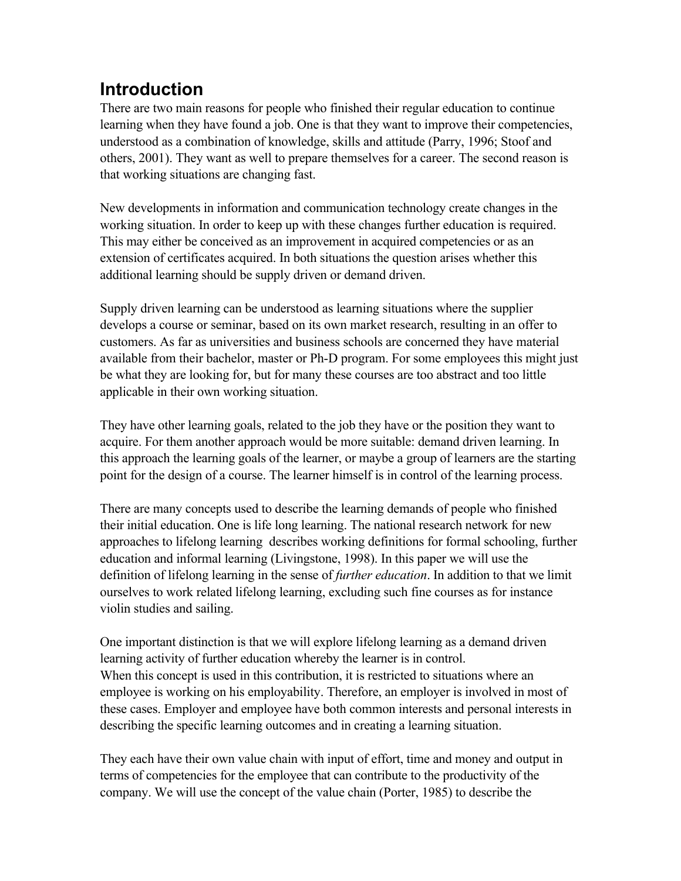## Introduction

There are two main reasons for people who finished their regular education to continue learning when they have found a job. One is that they want to improve their competencies, understood as a combination of knowledge, skills and attitude (Parry, 1996; Stoof and others, 2001). They want as well to prepare themselves for a career. The second reason is that working situations are changing fast.

New developments in information and communication technology create changes in the working situation. In order to keep up with these changes further education is required. This may either be conceived as an improvement in acquired competencies or as an extension of certificates acquired. In both situations the question arises whether this additional learning should be supply driven or demand driven.

Supply driven learning can be understood as learning situations where the supplier develops a course or seminar, based on its own market research, resulting in an offer to customers. As far as universities and business schools are concerned they have material available from their bachelor, master or Ph-D program. For some employees this might just be what they are looking for, but for many these courses are too abstract and too little applicable in their own working situation.

They have other learning goals, related to the job they have or the position they want to acquire. For them another approach would be more suitable: demand driven learning. In this approach the learning goals of the learner, or maybe a group of learners are the starting point for the design of a course. The learner himself is in control of the learning process.

There are many concepts used to describe the learning demands of people who finished their initial education. One is life long learning. The national research network for new approaches to lifelong learning describes working definitions for formal schooling, further education and informal learning (Livingstone, 1998). In this paper we will use the definition of lifelong learning in the sense of *further education*. In addition to that we limit ourselves to work related lifelong learning, excluding such fine courses as for instance violin studies and sailing.

One important distinction is that we will explore lifelong learning as a demand driven learning activity of further education whereby the learner is in control.
When this concept is used in this contribution, it is restricted to situations where an employee is working on his employability. Therefore, an employer is involved in most of these cases. Employer and employee have both common interests and personal interests in describing the specific learning outcomes and in creating a learning situation.

They each have their own value chain with input of effort, time and money and output in terms of competencies for the employee that can contribute to the productivity of the company. We will use the concept of the value chain (Porter, 1985) to describe the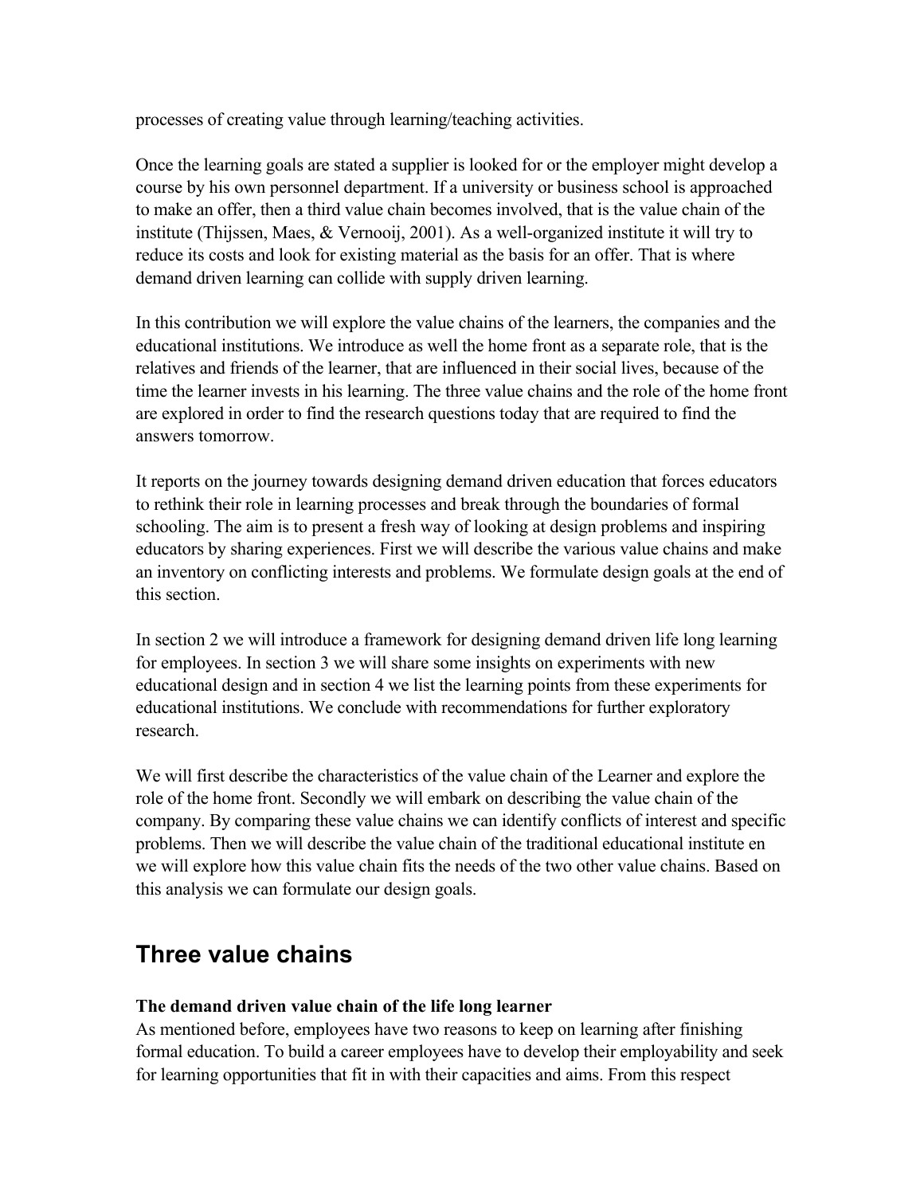processes of creating value through learning/teaching activities.

Once the learning goals are stated a supplier is looked for or the employer might develop a course by his own personnel department. If a university or business school is approached to make an offer, then a third value chain becomes involved, that is the value chain of the institute (Thijssen, Maes, & Vernooij, 2001). As a well-organized institute it will try to reduce its costs and look for existing material as the basis for an offer. That is where demand driven learning can collide with supply driven learning.

In this contribution we will explore the value chains of the learners, the companies and the educational institutions. We introduce as well the home front as a separate role, that is the relatives and friends of the learner, that are influenced in their social lives, because of the time the learner invests in his learning. The three value chains and the role of the home front are explored in order to find the research questions today that are required to find the answers tomorrow.

It reports on the journey towards designing demand driven education that forces educators to rethink their role in learning processes and break through the boundaries of formal schooling. The aim is to present a fresh way of looking at design problems and inspiring educators by sharing experiences. First we will describe the various value chains and make an inventory on conflicting interests and problems. We formulate design goals at the end of this section.

In section 2 we will introduce a framework for designing demand driven life long learning for employees. In section 3 we will share some insights on experiments with new educational design and in section 4 we list the learning points from these experiments for educational institutions. We conclude with recommendations for further exploratory research.

We will first describe the characteristics of the value chain of the Learner and explore the role of the home front. Secondly we will embark on describing the value chain of the company. By comparing these value chains we can identify conflicts of interest and specific problems. Then we will describe the value chain of the traditional educational institute en we will explore how this value chain fits the needs of the two other value chains. Based on this analysis we can formulate our design goals.

## Three value chains

**The demand driven value chain of the life long learner**

As mentioned before, employees have two reasons to keep on learning after finishing formal education. To build a career employees have to develop their employability and seek for learning opportunities that fit in with their capacities and aims. From this respect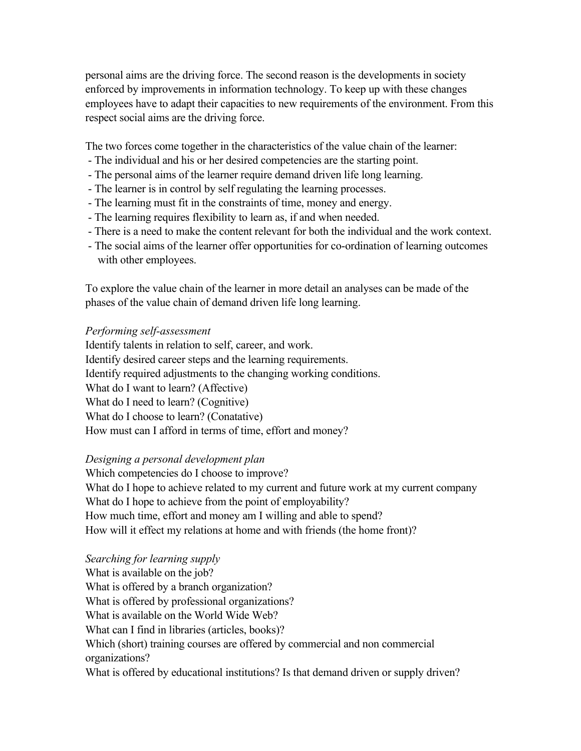personal aims are the driving force. The second reason is the developments in society enforced by improvements in information technology. To keep up with these changes employees have to adapt their capacities to new requirements of the environment. From this respect social aims are the driving force.

The two forces come together in the characteristics of the value chain of the learner:

- The individual and his or her desired competencies are the starting point.
- The personal aims of the learner require demand driven life long learning.
- The learner is in control by self regulating the learning processes.
- The learning must fit in the constraints of time, money and energy.
- The learning requires flexibility to learn as, if and when needed.
- There is a need to make the content relevant for both the individual and the work context.
- The social aims of the learner offer opportunities for co-ordination of learning outcomes with other employees.

To explore the value chain of the learner in more detail an analyses can be made of the phases of the value chain of demand driven life long learning.

*Performing self-assessment*

Identify talents in relation to self, career, and work.
Identify desired career steps and the learning requirements.
Identify required adjustments to the changing working conditions.
What do I want to learn? (Affective)
What do I need to learn? (Cognitive)
What do I choose to learn? (Conatative)
How must can I afford in terms of time, effort and money?

*Designing a personal development plan*

Which competencies do I choose to improve?
What do I hope to achieve related to my current and future work at my current company
What do I hope to achieve from the point of employability?
How much time, effort and money am I willing and able to spend?
How will it effect my relations at home and with friends (the home front)?

*Searching for learning supply*

What is available on the job?
What is offered by a branch organization?
What is offered by professional organizations?
What is available on the World Wide Web?
What can I find in libraries (articles, books)?
Which (short) training courses are offered by commercial and non commercial organizations?
What is offered by educational institutions? Is that demand driven or supply driven?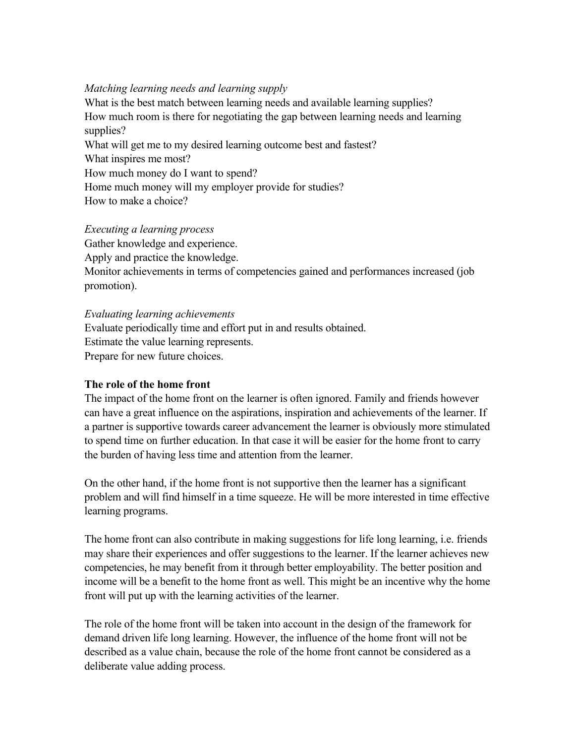*Matching learning needs and learning supply*

What is the best match between learning needs and available learning supplies?
How much room is there for negotiating the gap between learning needs and learning supplies?
What will get me to my desired learning outcome best and fastest?
What inspires me most?
How much money do I want to spend?
Home much money will my employer provide for studies?
How to make a choice?

*Executing a learning process*

Gather knowledge and experience.
Apply and practice the knowledge.
Monitor achievements in terms of competencies gained and performances increased (job promotion).

*Evaluating learning achievements*

Evaluate periodically time and effort put in and results obtained.
Estimate the value learning represents.
Prepare for new future choices.

**The role of the home front**

The impact of the home front on the learner is often ignored. Family and friends however can have a great influence on the aspirations, inspiration and achievements of the learner. If a partner is supportive towards career advancement the learner is obviously more stimulated to spend time on further education. In that case it will be easier for the home front to carry the burden of having less time and attention from the learner.

On the other hand, if the home front is not supportive then the learner has a significant problem and will find himself in a time squeeze. He will be more interested in time effective learning programs.

The home front can also contribute in making suggestions for life long learning, i.e. friends may share their experiences and offer suggestions to the learner. If the learner achieves new competencies, he may benefit from it through better employability. The better position and income will be a benefit to the home front as well. This might be an incentive why the home front will put up with the learning activities of the learner.

The role of the home front will be taken into account in the design of the framework for demand driven life long learning. However, the influence of the home front will not be described as a value chain, because the role of the home front cannot be considered as a deliberate value adding process.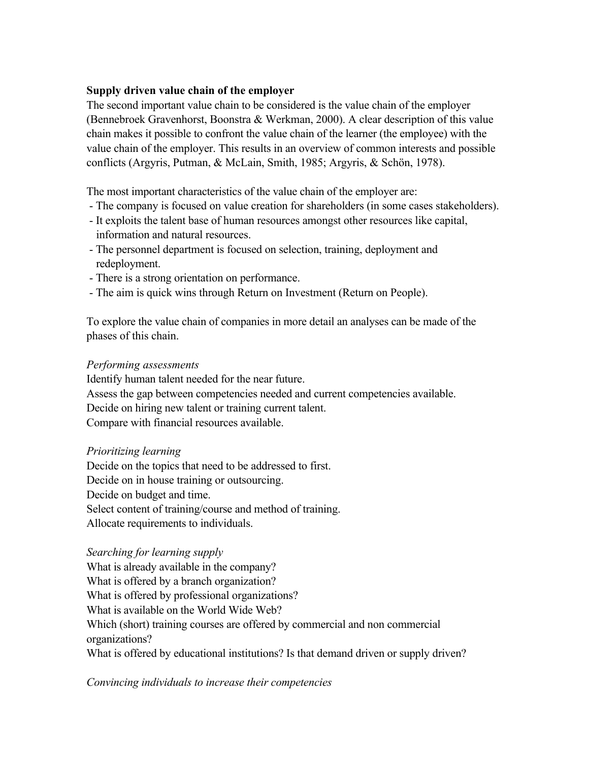**Supply driven value chain of the employer**

The second important value chain to be considered is the value chain of the employer (Bennebroek Gravenhorst, Boonstra & Werkman, 2000). A clear description of this value chain makes it possible to confront the value chain of the learner (the employee) with the value chain of the employer. This results in an overview of common interests and possible conflicts (Argyris, Putman, & McLain, Smith, 1985; Argyris, & Schön, 1978).

The most important characteristics of the value chain of the employer are:

- The company is focused on value creation for shareholders (in some cases stakeholders).
- It exploits the talent base of human resources amongst other resources like capital, information and natural resources.
- The personnel department is focused on selection, training, deployment and redeployment.
- There is a strong orientation on performance.
- The aim is quick wins through Return on Investment (Return on People).

To explore the value chain of companies in more detail an analyses can be made of the phases of this chain.

*Performing assessments*

Identify human talent needed for the near future.
Assess the gap between competencies needed and current competencies available.
Decide on hiring new talent or training current talent.
Compare with financial resources available.

*Prioritizing learning*

Decide on the topics that need to be addressed to first.
Decide on in house training or outsourcing.
Decide on budget and time.
Select content of training/course and method of training.
Allocate requirements to individuals.

*Searching for learning supply*

What is already available in the company?
What is offered by a branch organization?
What is offered by professional organizations?
What is available on the World Wide Web?
Which (short) training courses are offered by commercial and non commercial organizations?
What is offered by educational institutions? Is that demand driven or supply driven?

*Convincing individuals to increase their competencies*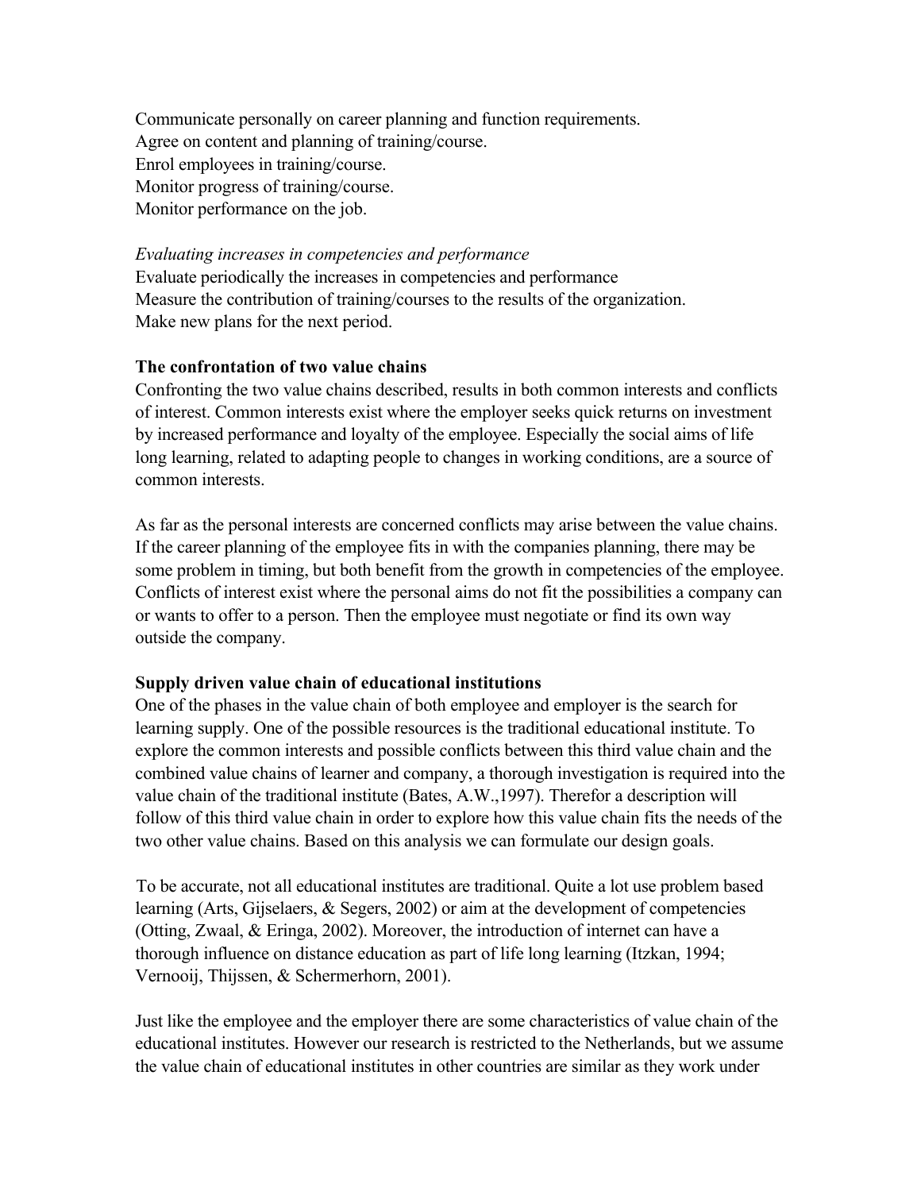Communicate personally on career planning and function requirements.
Agree on content and planning of training/course.
Enrol employees in training/course.
Monitor progress of training/course.
Monitor performance on the job.

*Evaluating increases in competencies and performance*
Evaluate periodically the increases in competencies and performance
Measure the contribution of training/courses to the results of the organization.
Make new plans for the next period.

**The confrontation of two value chains**
Confronting the two value chains described, results in both common interests and conflicts of interest. Common interests exist where the employer seeks quick returns on investment by increased performance and loyalty of the employee. Especially the social aims of life long learning, related to adapting people to changes in working conditions, are a source of common interests.

As far as the personal interests are concerned conflicts may arise between the value chains. If the career planning of the employee fits in with the companies planning, there may be some problem in timing, but both benefit from the growth in competencies of the employee. Conflicts of interest exist where the personal aims do not fit the possibilities a company can or wants to offer to a person. Then the employee must negotiate or find its own way outside the company.

**Supply driven value chain of educational institutions**
One of the phases in the value chain of both employee and employer is the search for learning supply. One of the possible resources is the traditional educational institute. To explore the common interests and possible conflicts between this third value chain and the combined value chains of learner and company, a thorough investigation is required into the value chain of the traditional institute (Bates, A.W.,1997). Therefor a description will follow of this third value chain in order to explore how this value chain fits the needs of the two other value chains. Based on this analysis we can formulate our design goals.

To be accurate, not all educational institutes are traditional. Quite a lot use problem based learning (Arts, Gijselaers, & Segers, 2002) or aim at the development of competencies (Otting, Zwaal, & Eringa, 2002). Moreover, the introduction of internet can have a thorough influence on distance education as part of life long learning (Itzkan, 1994; Vernooij, Thijssen, & Schermerhorn, 2001).

Just like the employee and the employer there are some characteristics of value chain of the educational institutes. However our research is restricted to the Netherlands, but we assume the value chain of educational institutes in other countries are similar as they work under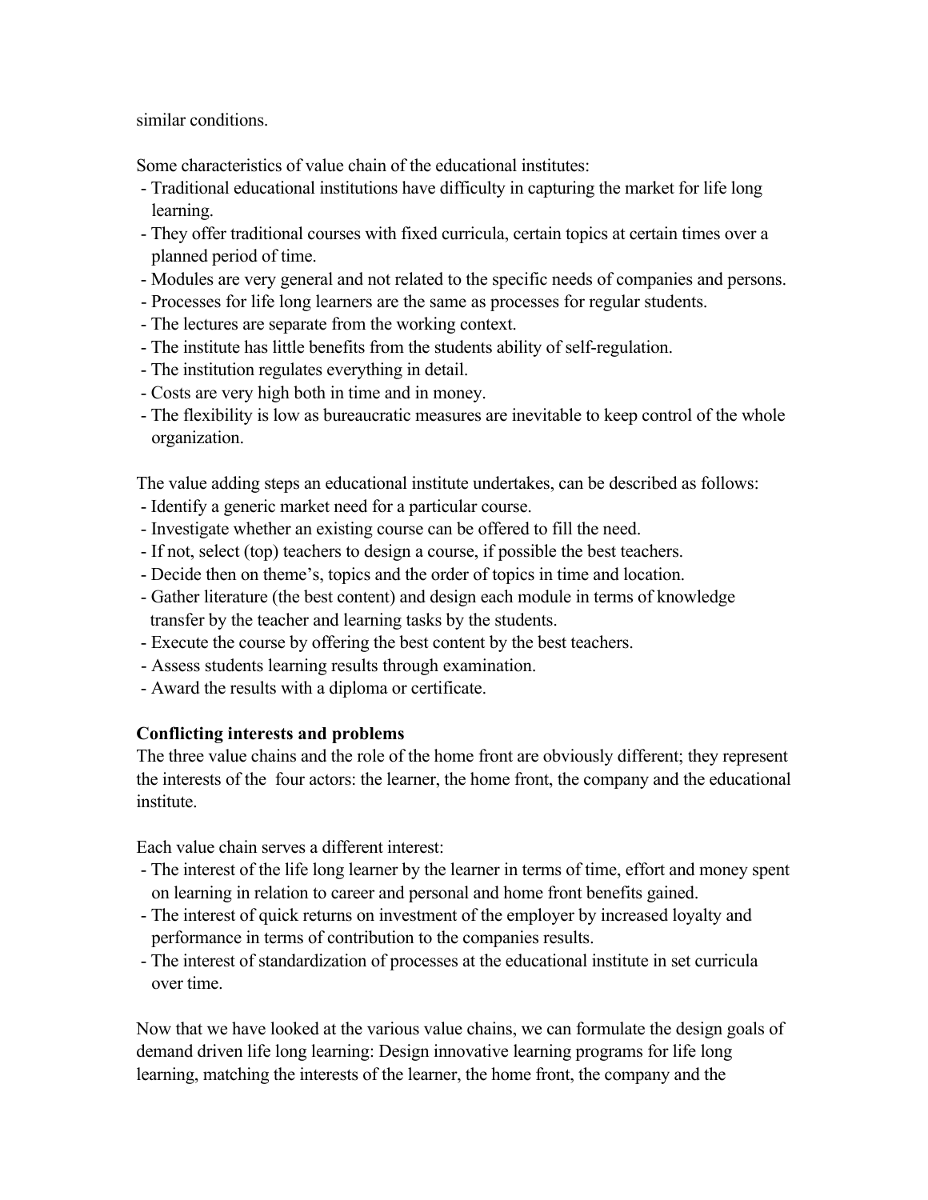similar conditions.

Some characteristics of value chain of the educational institutes:

- Traditional educational institutions have difficulty in capturing the market for life long learning.
- They offer traditional courses with fixed curricula, certain topics at certain times over a planned period of time.
- Modules are very general and not related to the specific needs of companies and persons.
- Processes for life long learners are the same as processes for regular students.
- The lectures are separate from the working context.
- The institute has little benefits from the students ability of self-regulation.
- The institution regulates everything in detail.
- Costs are very high both in time and in money.
- The flexibility is low as bureaucratic measures are inevitable to keep control of the whole organization.

The value adding steps an educational institute undertakes, can be described as follows:

- Identify a generic market need for a particular course.
- Investigate whether an existing course can be offered to fill the need.
- If not, select (top) teachers to design a course, if possible the best teachers.
- Decide then on theme's, topics and the order of topics in time and location.
- Gather literature (the best content) and design each module in terms of knowledge transfer by the teacher and learning tasks by the students.
- Execute the course by offering the best content by the best teachers.
- Assess students learning results through examination.
- Award the results with a diploma or certificate.

**Conflicting interests and problems**

The three value chains and the role of the home front are obviously different; they represent the interests of the four actors: the learner, the home front, the company and the educational institute.

Each value chain serves a different interest:

- The interest of the life long learner by the learner in terms of time, effort and money spent on learning in relation to career and personal and home front benefits gained.
- The interest of quick returns on investment of the employer by increased loyalty and performance in terms of contribution to the companies results.
- The interest of standardization of processes at the educational institute in set curricula over time.

Now that we have looked at the various value chains, we can formulate the design goals of demand driven life long learning: Design innovative learning programs for life long learning, matching the interests of the learner, the home front, the company and the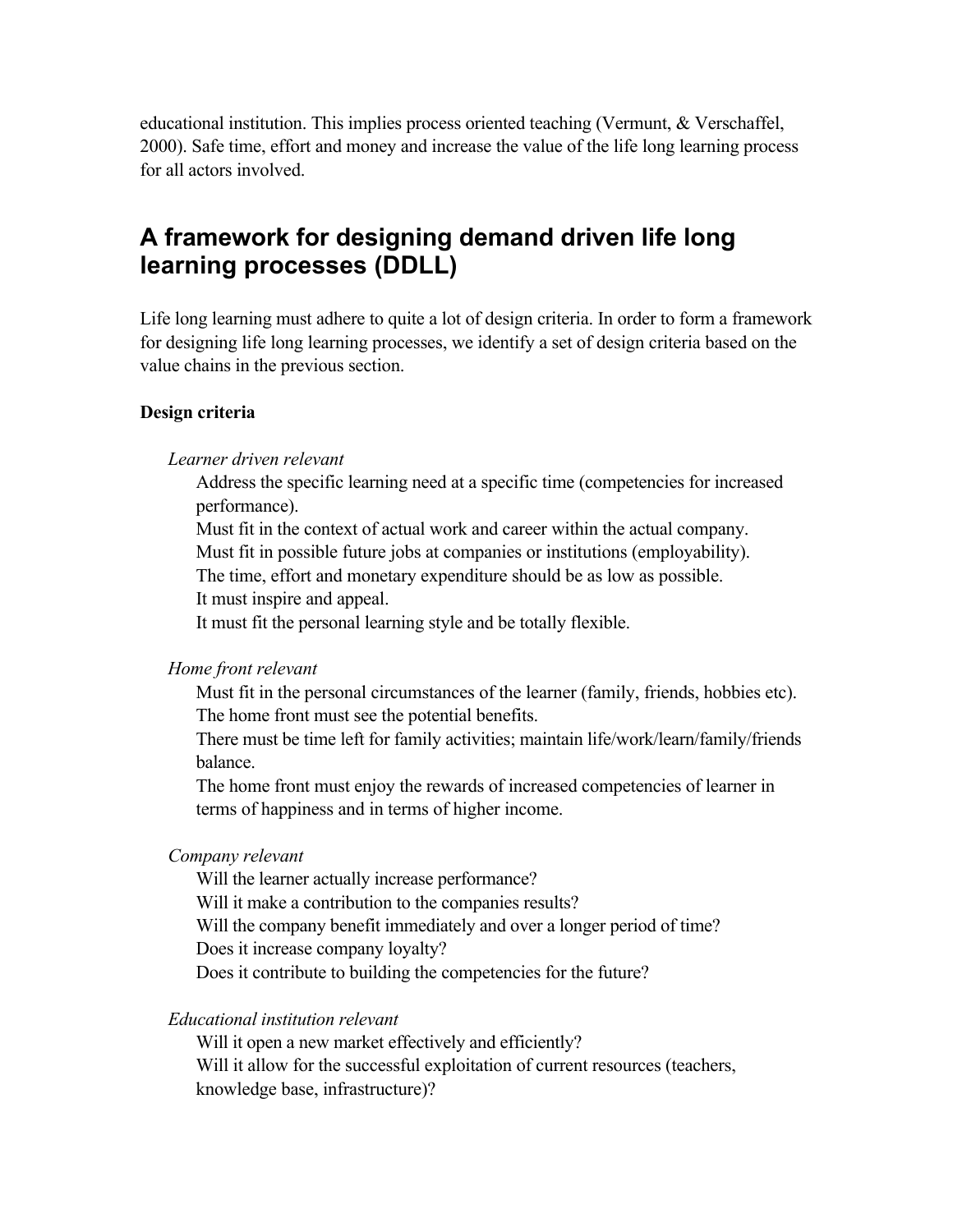educational institution. This implies process oriented teaching (Vermunt, & Verschaffel, 2000). Safe time, effort and money and increase the value of the life long learning process for all actors involved.

## A framework for designing demand driven life long learning processes (DDLL)

Life long learning must adhere to quite a lot of design criteria. In order to form a framework for designing life long learning processes, we identify a set of design criteria based on the value chains in the previous section.

**Design criteria**

*Learner driven relevant*

Address the specific learning need at a specific time (competencies for increased performance).
Must fit in the context of actual work and career within the actual company.
Must fit in possible future jobs at companies or institutions (employability).
The time, effort and monetary expenditure should be as low as possible.
It must inspire and appeal.
It must fit the personal learning style and be totally flexible.

*Home front relevant*

Must fit in the personal circumstances of the learner (family, friends, hobbies etc).
The home front must see the potential benefits.
There must be time left for family activities; maintain life/work/learn/family/friends balance.
The home front must enjoy the rewards of increased competencies of learner in terms of happiness and in terms of higher income.

*Company relevant*

Will the learner actually increase performance?
Will it make a contribution to the companies results?
Will the company benefit immediately and over a longer period of time?
Does it increase company loyalty?
Does it contribute to building the competencies for the future?

*Educational institution relevant*

Will it open a new market effectively and efficiently?
Will it allow for the successful exploitation of current resources (teachers, knowledge base, infrastructure)?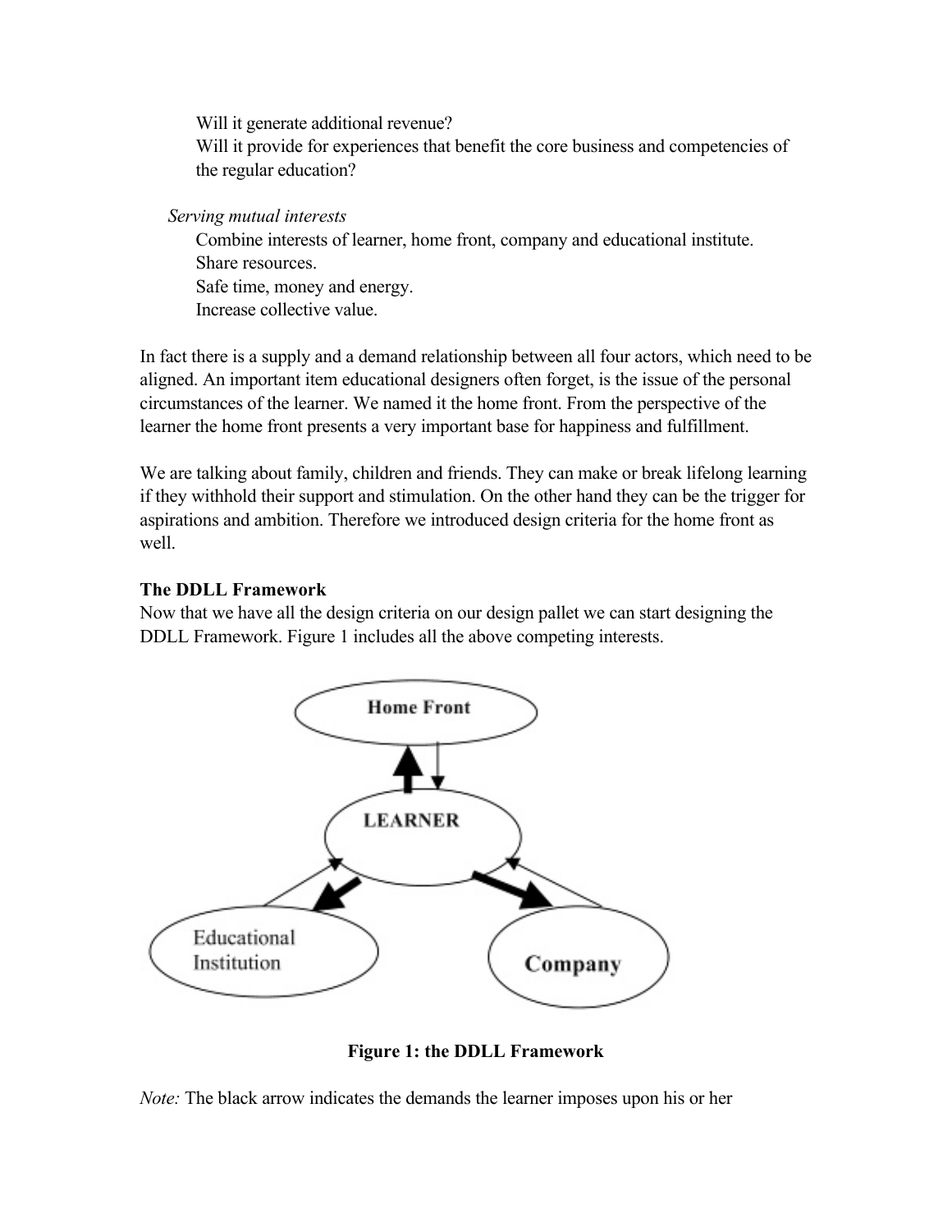Will it generate additional revenue?
Will it provide for experiences that benefit the core business and competencies of the regular education?

*Serving mutual interests*

Combine interests of learner, home front, company and educational institute.
Share resources.
Safe time, money and energy.
Increase collective value.

In fact there is a supply and a demand relationship between all four actors, which need to be aligned. An important item educational designers often forget, is the issue of the personal circumstances of the learner. We named it the home front. From the perspective of the learner the home front presents a very important base for happiness and fulfillment.

We are talking about family, children and friends. They can make or break lifelong learning if they withhold their support and stimulation. On the other hand they can be the trigger for aspirations and ambition. Therefore we introduced design criteria for the home front as well.

**The DDLL Framework**

Now that we have all the design criteria on our design pallet we can start designing the DDLL Framework. Figure 1 includes all the above competing interests.

**Figure 1: the DDLL Framework**

*Note:* The black arrow indicates the demands the learner imposes upon his or her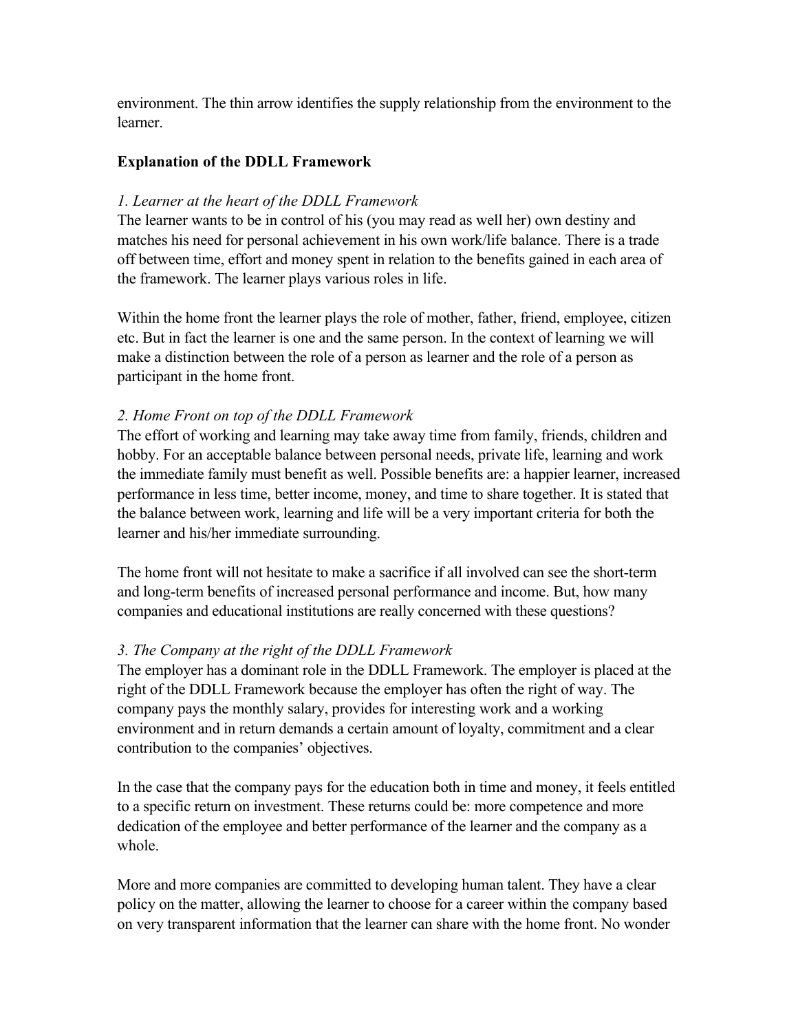environment. The thin arrow identifies the supply relationship from the environment to the learner.

**Explanation of the DDLL Framework**

*1. Learner at the heart of the DDLL Framework*
The learner wants to be in control of his (you may read as well her) own destiny and matches his need for personal achievement in his own work/life balance. There is a trade off between time, effort and money spent in relation to the benefits gained in each area of the framework. The learner plays various roles in life.

Within the home front the learner plays the role of mother, father, friend, employee, citizen etc. But in fact the learner is one and the same person. In the context of learning we will make a distinction between the role of a person as learner and the role of a person as participant in the home front.

*2. Home Front on top of the DDLL Framework*
The effort of working and learning may take away time from family, friends, children and hobby. For an acceptable balance between personal needs, private life, learning and work the immediate family must benefit as well. Possible benefits are: a happier learner, increased performance in less time, better income, money, and time to share together. It is stated that the balance between work, learning and life will be a very important criteria for both the learner and his/her immediate surrounding.

The home front will not hesitate to make a sacrifice if all involved can see the short-term and long-term benefits of increased personal performance and income. But, how many companies and educational institutions are really concerned with these questions?

*3. The Company at the right of the DDLL Framework*
The employer has a dominant role in the DDLL Framework. The employer is placed at the right of the DDLL Framework because the employer has often the right of way. The company pays the monthly salary, provides for interesting work and a working environment and in return demands a certain amount of loyalty, commitment and a clear contribution to the companies' objectives.

In the case that the company pays for the education both in time and money, it feels entitled to a specific return on investment. These returns could be: more competence and more dedication of the employee and better performance of the learner and the company as a whole.

More and more companies are committed to developing human talent. They have a clear policy on the matter, allowing the learner to choose for a career within the company based on very transparent information that the learner can share with the home front. No wonder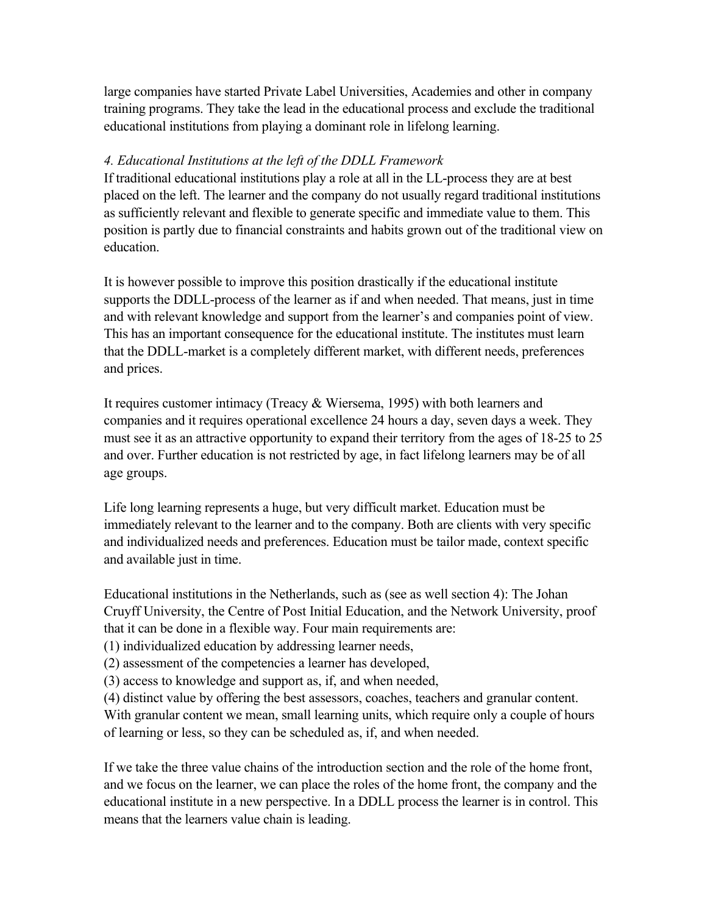large companies have started Private Label Universities, Academies and other in company training programs. They take the lead in the educational process and exclude the traditional educational institutions from playing a dominant role in lifelong learning.

### *4. Educational Institutions at the left of the DDLL Framework*

If traditional educational institutions play a role at all in the LL-process they are at best placed on the left. The learner and the company do not usually regard traditional institutions as sufficiently relevant and flexible to generate specific and immediate value to them. This position is partly due to financial constraints and habits grown out of the traditional view on education.

It is however possible to improve this position drastically if the educational institute supports the DDLL-process of the learner as if and when needed. That means, just in time and with relevant knowledge and support from the learner's and companies point of view. This has an important consequence for the educational institute. The institutes must learn that the DDLL-market is a completely different market, with different needs, preferences and prices.

It requires customer intimacy (Treacy & Wiersema, 1995) with both learners and companies and it requires operational excellence 24 hours a day, seven days a week. They must see it as an attractive opportunity to expand their territory from the ages of 18-25 to 25 and over. Further education is not restricted by age, in fact lifelong learners may be of all age groups.

Life long learning represents a huge, but very difficult market. Education must be immediately relevant to the learner and to the company. Both are clients with very specific and individualized needs and preferences. Education must be tailor made, context specific and available just in time.

Educational institutions in the Netherlands, such as (see as well section 4): The Johan Cruyff University, the Centre of Post Initial Education, and the Network University, proof that it can be done in a flexible way. Four main requirements are:
(1) individualized education by addressing learner needs,
(2) assessment of the competencies a learner has developed,
(3) access to knowledge and support as, if, and when needed,
(4) distinct value by offering the best assessors, coaches, teachers and granular content.
With granular content we mean, small learning units, which require only a couple of hours of learning or less, so they can be scheduled as, if, and when needed.

If we take the three value chains of the introduction section and the role of the home front, and we focus on the learner, we can place the roles of the home front, the company and the educational institute in a new perspective. In a DDLL process the learner is in control. This means that the learners value chain is leading.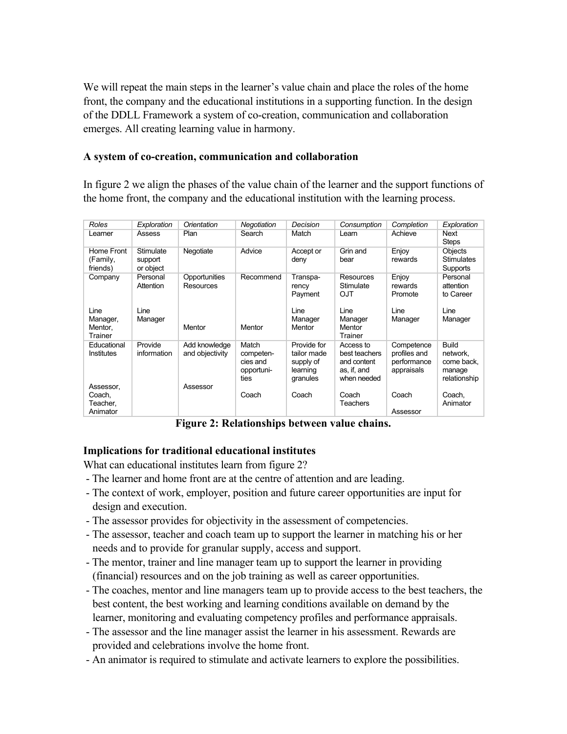We will repeat the main steps in the learner's value chain and place the roles of the home front, the company and the educational institutions in a supporting function. In the design of the DDLL Framework a system of co-creation, communication and collaboration emerges. All creating learning value in harmony.

### A system of co-creation, communication and collaboration

In figure 2 we align the phases of the value chain of the learner and the support functions of the home front, the company and the educational institution with the learning process.

| *Roles* | *Exploration* | *Orientation* | *Negotiation* | *Decision* | *Consumption* | *Completion* | *Exploration* |
|---|---|---|---|---|---|---|---|
| Learner | Assess | Plan | Search | Match | Learn | Achieve | Next Steps |
| Home Front (Family, friends) | Stimulate support or object | Negotiate | Advice | Accept or deny | Grin and bear | Enjoy rewards | Objects Stimulates Supports |
| Company<br><br>Line Manager, Mentor, Trainer | Personal Attention<br><br>Line Manager | Opportunities Resources<br><br>Mentor | Recommend<br><br>Mentor | Transparency Payment<br><br>Line Manager Mentor | Resources Stimulate OJT<br><br>Line Manager Mentor Trainer | Enjoy rewards Promote<br><br>Line Manager | Personal attention to Career<br><br>Line Manager |
| Educational Institutes<br><br>Assessor, Coach, Teacher, Animator | Provide information | Add knowledge and objectivity<br><br>Assessor | Match competencies and opportunities<br><br>Coach | Provide for tailor made supply of learning granules<br><br>Coach | Access to best teachers and content as, if, and when needed<br><br>Coach Teachers | Competence profiles and performance appraisals<br><br>Coach<br><br>Assessor | Build network, come back, manage relationship<br><br>Coach, Animator |

**Figure 2: Relationships between value chains.**

### Implications for traditional educational institutes

What can educational institutes learn from figure 2?

- The learner and home front are at the centre of attention and are leading.
- The context of work, employer, position and future career opportunities are input for design and execution.
- The assessor provides for objectivity in the assessment of competencies.
- The assessor, teacher and coach team up to support the learner in matching his or her needs and to provide for granular supply, access and support.
- The mentor, trainer and line manager team up to support the learner in providing (financial) resources and on the job training as well as career opportunities.
- The coaches, mentor and line managers team up to provide access to the best teachers, the best content, the best working and learning conditions available on demand by the learner, monitoring and evaluating competency profiles and performance appraisals.
- The assessor and the line manager assist the learner in his assessment. Rewards are provided and celebrations involve the home front.
- An animator is required to stimulate and activate learners to explore the possibilities.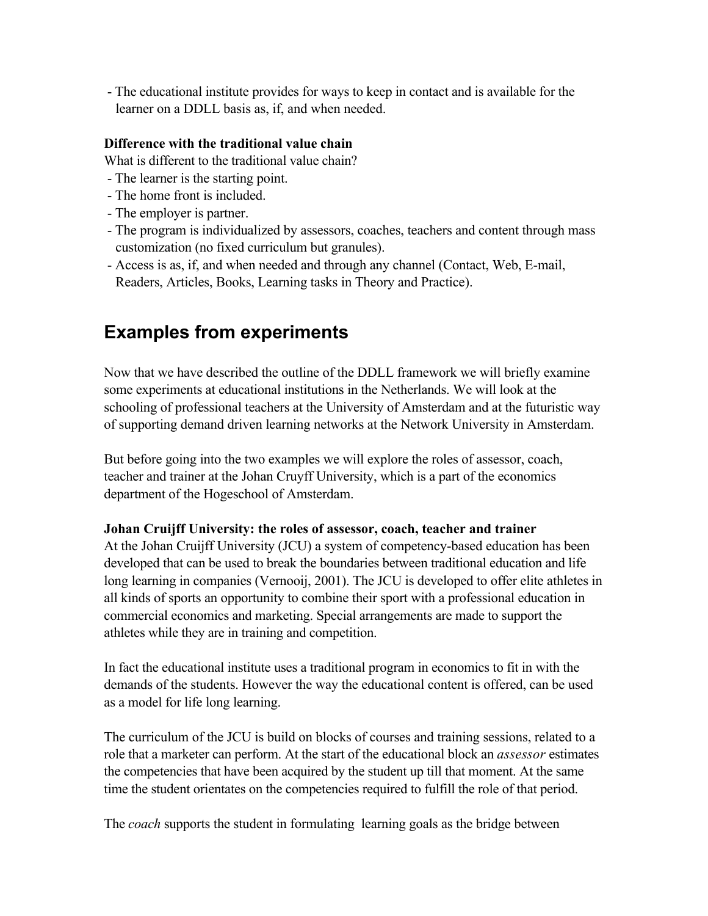- The educational institute provides for ways to keep in contact and is available for the learner on a DDLL basis as, if, and when needed.

**Difference with the traditional value chain**
What is different to the traditional value chain?
- The learner is the starting point.
- The home front is included.
- The employer is partner.
- The program is individualized by assessors, coaches, teachers and content through mass customization (no fixed curriculum but granules).
- Access is as, if, and when needed and through any channel (Contact, Web, E-mail, Readers, Articles, Books, Learning tasks in Theory and Practice).

## Examples from experiments

Now that we have described the outline of the DDLL framework we will briefly examine some experiments at educational institutions in the Netherlands. We will look at the schooling of professional teachers at the University of Amsterdam and at the futuristic way of supporting demand driven learning networks at the Network University in Amsterdam.

But before going into the two examples we will explore the roles of assessor, coach, teacher and trainer at the Johan Cruyff University, which is a part of the economics department of the Hogeschool of Amsterdam.

**Johan Cruijff University: the roles of assessor, coach, teacher and trainer**
At the Johan Cruijff University (JCU) a system of competency-based education has been developed that can be used to break the boundaries between traditional education and life long learning in companies (Vernooij, 2001). The JCU is developed to offer elite athletes in all kinds of sports an opportunity to combine their sport with a professional education in commercial economics and marketing. Special arrangements are made to support the athletes while they are in training and competition.

In fact the educational institute uses a traditional program in economics to fit in with the demands of the students. However the way the educational content is offered, can be used as a model for life long learning.

The curriculum of the JCU is build on blocks of courses and training sessions, related to a role that a marketer can perform. At the start of the educational block an *assessor* estimates the competencies that have been acquired by the student up till that moment. At the same time the student orientates on the competencies required to fulfill the role of that period.

The *coach* supports the student in formulating learning goals as the bridge between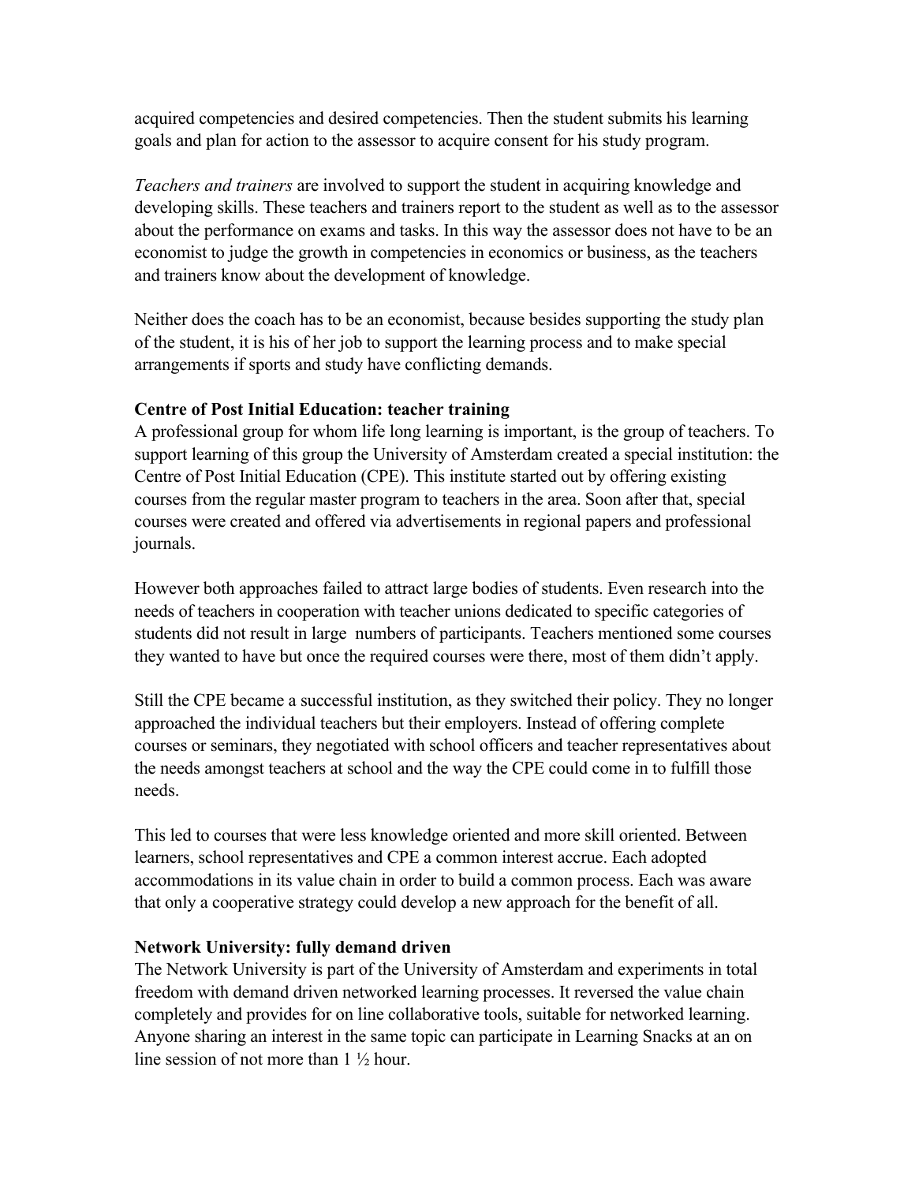acquired competencies and desired competencies. Then the student submits his learning goals and plan for action to the assessor to acquire consent for his study program.

*Teachers and trainers* are involved to support the student in acquiring knowledge and developing skills. These teachers and trainers report to the student as well as to the assessor about the performance on exams and tasks. In this way the assessor does not have to be an economist to judge the growth in competencies in economics or business, as the teachers and trainers know about the development of knowledge.

Neither does the coach has to be an economist, because besides supporting the study plan of the student, it is his of her job to support the learning process and to make special arrangements if sports and study have conflicting demands.

**Centre of Post Initial Education: teacher training**

A professional group for whom life long learning is important, is the group of teachers. To support learning of this group the University of Amsterdam created a special institution: the Centre of Post Initial Education (CPE). This institute started out by offering existing courses from the regular master program to teachers in the area. Soon after that, special courses were created and offered via advertisements in regional papers and professional journals.

However both approaches failed to attract large bodies of students. Even research into the needs of teachers in cooperation with teacher unions dedicated to specific categories of students did not result in large numbers of participants. Teachers mentioned some courses they wanted to have but once the required courses were there, most of them didn't apply.

Still the CPE became a successful institution, as they switched their policy. They no longer approached the individual teachers but their employers. Instead of offering complete courses or seminars, they negotiated with school officers and teacher representatives about the needs amongst teachers at school and the way the CPE could come in to fulfill those needs.

This led to courses that were less knowledge oriented and more skill oriented. Between learners, school representatives and CPE a common interest accrue. Each adopted accommodations in its value chain in order to build a common process. Each was aware that only a cooperative strategy could develop a new approach for the benefit of all.

**Network University: fully demand driven**

The Network University is part of the University of Amsterdam and experiments in total freedom with demand driven networked learning processes. It reversed the value chain completely and provides for on line collaborative tools, suitable for networked learning. Anyone sharing an interest in the same topic can participate in Learning Snacks at an on line session of not more than 1 ½ hour.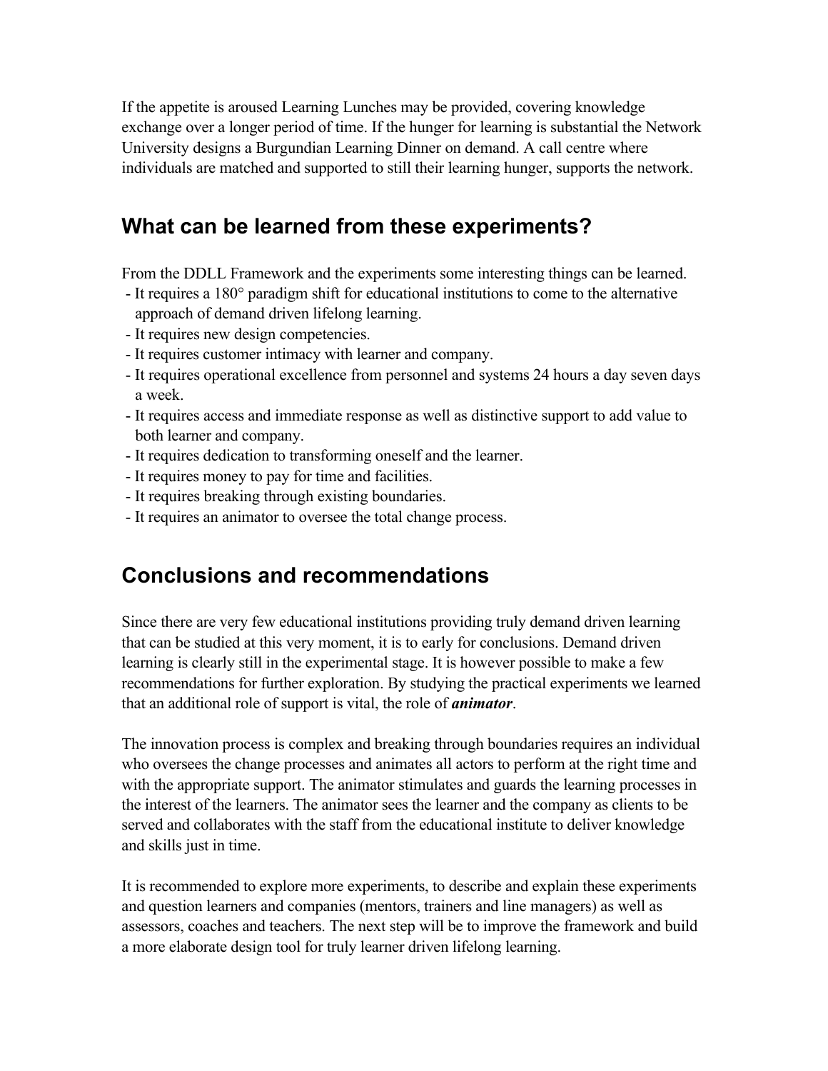If the appetite is aroused Learning Lunches may be provided, covering knowledge exchange over a longer period of time. If the hunger for learning is substantial the Network University designs a Burgundian Learning Dinner on demand. A call centre where individuals are matched and supported to still their learning hunger, supports the network.

## What can be learned from these experiments?

From the DDLL Framework and the experiments some interesting things can be learned.

- It requires a 180° paradigm shift for educational institutions to come to the alternative approach of demand driven lifelong learning.
- It requires new design competencies.
- It requires customer intimacy with learner and company.
- It requires operational excellence from personnel and systems 24 hours a day seven days a week.
- It requires access and immediate response as well as distinctive support to add value to both learner and company.
- It requires dedication to transforming oneself and the learner.
- It requires money to pay for time and facilities.
- It requires breaking through existing boundaries.
- It requires an animator to oversee the total change process.

## Conclusions and recommendations

Since there are very few educational institutions providing truly demand driven learning that can be studied at this very moment, it is to early for conclusions. Demand driven learning is clearly still in the experimental stage. It is however possible to make a few recommendations for further exploration. By studying the practical experiments we learned that an additional role of support is vital, the role of ***animator***.

The innovation process is complex and breaking through boundaries requires an individual who oversees the change processes and animates all actors to perform at the right time and with the appropriate support. The animator stimulates and guards the learning processes in the interest of the learners. The animator sees the learner and the company as clients to be served and collaborates with the staff from the educational institute to deliver knowledge and skills just in time.

It is recommended to explore more experiments, to describe and explain these experiments and question learners and companies (mentors, trainers and line managers) as well as assessors, coaches and teachers. The next step will be to improve the framework and build a more elaborate design tool for truly learner driven lifelong learning.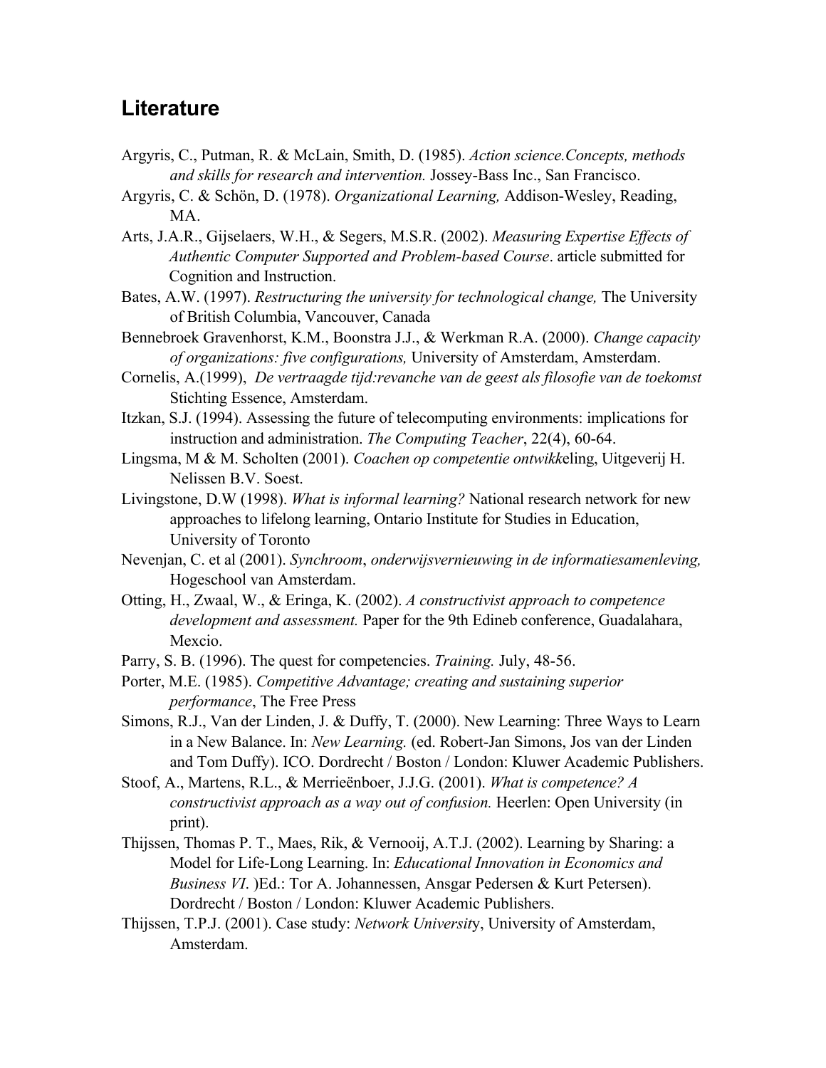## Literature

Argyris, C., Putman, R. & McLain, Smith, D. (1985). *Action science.Concepts, methods and skills for research and intervention.* Jossey-Bass Inc., San Francisco.

Argyris, C. & Schön, D. (1978). *Organizational Learning,* Addison-Wesley, Reading, MA.

Arts, J.A.R., Gijselaers, W.H., & Segers, M.S.R. (2002). *Measuring Expertise Effects of Authentic Computer Supported and Problem-based Course*. article submitted for Cognition and Instruction.

Bates, A.W. (1997). *Restructuring the university for technological change,* The University of British Columbia, Vancouver, Canada

Bennebroek Gravenhorst, K.M., Boonstra J.J., & Werkman R.A. (2000). *Change capacity of organizations: five configurations,* University of Amsterdam, Amsterdam.

Cornelis, A.(1999), *De vertraagde tijd:revanche van de geest als filosofie van de toekomst* Stichting Essence, Amsterdam.

Itzkan, S.J. (1994). Assessing the future of telecomputing environments: implications for instruction and administration. *The Computing Teacher*, 22(4), 60-64.

Lingsma, M & M. Scholten (2001). *Coachen op competentie ontwikk*eling, Uitgeverij H. Nelissen B.V. Soest.

Livingstone, D.W (1998). *What is informal learning?* National research network for new approaches to lifelong learning, Ontario Institute for Studies in Education, University of Toronto

Nevenjan, C. et al (2001). *Synchroom*, *onderwijsvernieuwing in de informatiesamenleving,* Hogeschool van Amsterdam.

Otting, H., Zwaal, W., & Eringa, K. (2002). *A constructivist approach to competence development and assessment.* Paper for the 9th Edineb conference, Guadalahara, Mexcio.

Parry, S. B. (1996). The quest for competencies. *Training.* July, 48-56.

Porter, M.E. (1985). *Competitive Advantage; creating and sustaining superior performance*, The Free Press

Simons, R.J., Van der Linden, J. & Duffy, T. (2000). New Learning: Three Ways to Learn in a New Balance. In: *New Learning.* (ed. Robert-Jan Simons, Jos van der Linden and Tom Duffy). ICO. Dordrecht / Boston / London: Kluwer Academic Publishers.

Stoof, A., Martens, R.L., & Merrieënboer, J.J.G. (2001). *What is competence? A constructivist approach as a way out of confusion.* Heerlen: Open University (in print).

Thijssen, Thomas P. T., Maes, Rik, & Vernooij, A.T.J. (2002). Learning by Sharing: a Model for Life-Long Learning. In: *Educational Innovation in Economics and Business VI.* )Ed.: Tor A. Johannessen, Ansgar Pedersen & Kurt Petersen). Dordrecht / Boston / London: Kluwer Academic Publishers.

Thijssen, T.P.J. (2001). Case study: *Network Universit*y, University of Amsterdam, Amsterdam.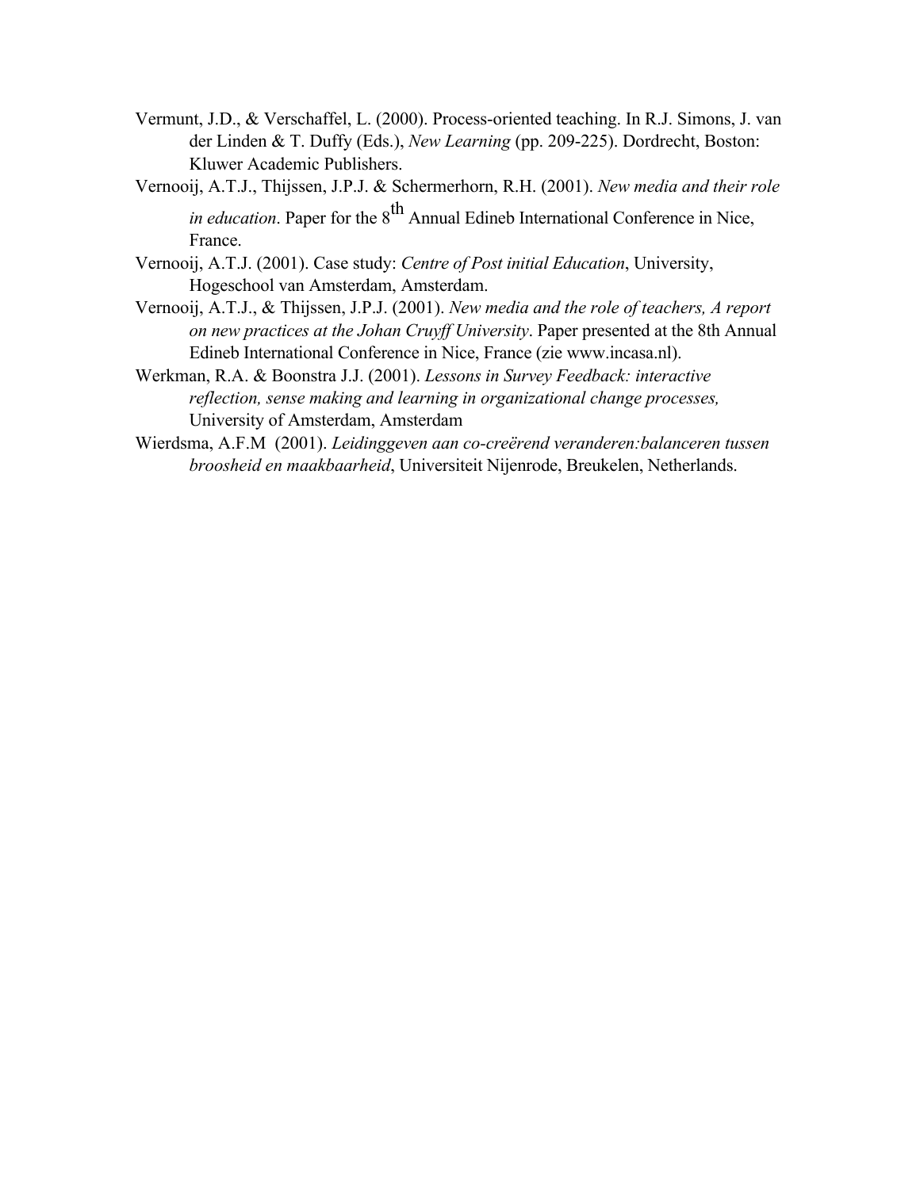Vermunt, J.D., & Verschaffel, L. (2000). Process-oriented teaching. In R.J. Simons, J. van der Linden & T. Duffy (Eds.), *New Learning* (pp. 209-225). Dordrecht, Boston: Kluwer Academic Publishers.

Vernooij, A.T.J., Thijssen, J.P.J. & Schermerhorn, R.H. (2001). *New media and their role in education*. Paper for the 8th Annual Edineb International Conference in Nice, France.

Vernooij, A.T.J. (2001). Case study: *Centre of Post initial Education*, University, Hogeschool van Amsterdam, Amsterdam.

Vernooij, A.T.J., & Thijssen, J.P.J. (2001). *New media and the role of teachers, A report on new practices at the Johan Cruyff University*. Paper presented at the 8th Annual Edineb International Conference in Nice, France (zie www.incasa.nl).

Werkman, R.A. & Boonstra J.J. (2001). *Lessons in Survey Feedback: interactive reflection, sense making and learning in organizational change processes,* University of Amsterdam, Amsterdam

Wierdsma, A.F.M (2001). *Leidinggeven aan co-creërend veranderen:balanceren tussen broosheid en maakbaarheid*, Universiteit Nijenrode, Breukelen, Netherlands.